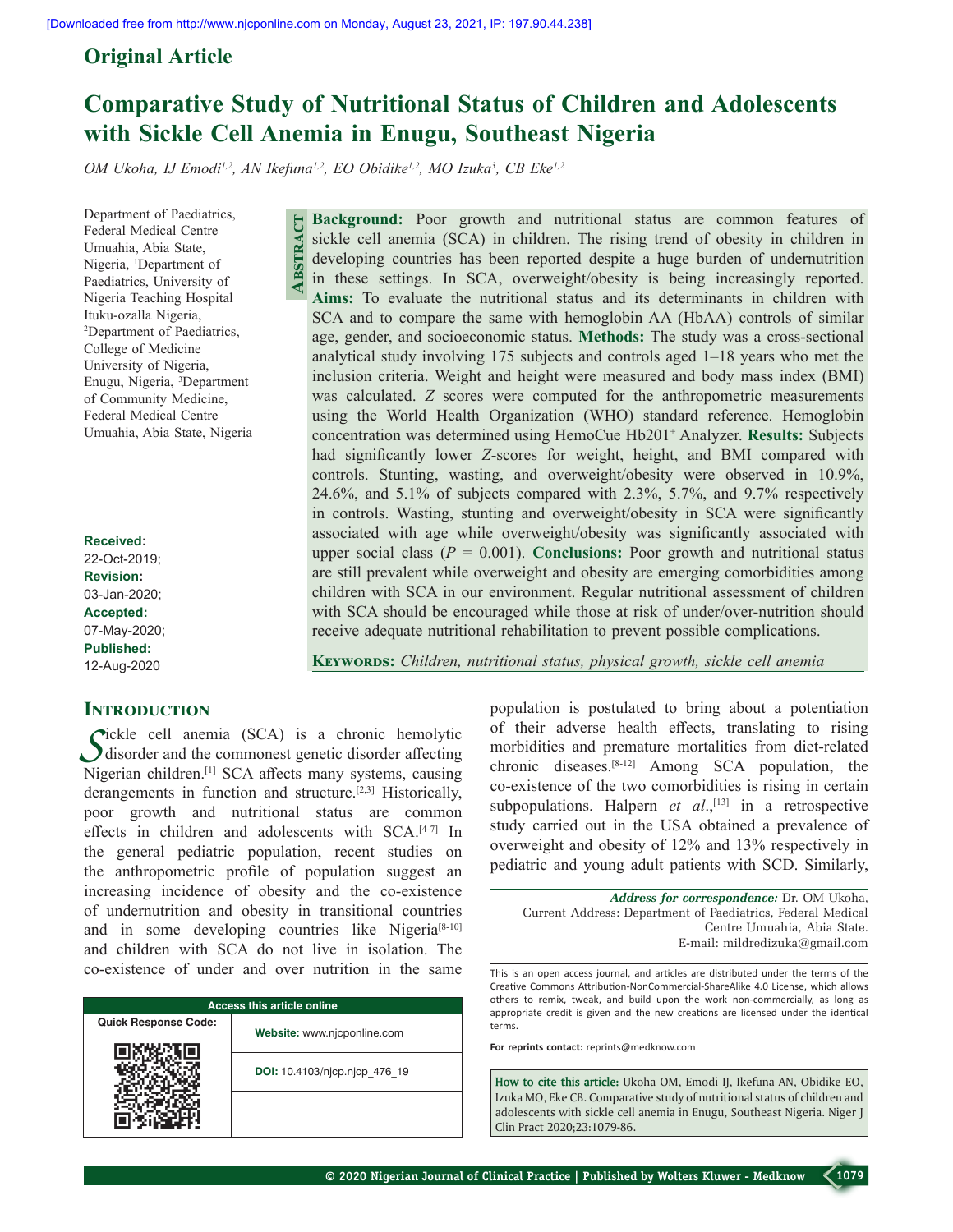Original Article

# Comparative Study of Nutritional Status of Children and Adolescents with Sickle Cell Anemia in Enugu, Southeast Nigeria

*OM Ukoha, IJ Emodi[1,2], AN Ikefuna[1,2], EO Obidike[1,2], MO Izuka[3], CB Eke[1,2]*

Department of Paediatrics, Federal Medical Centre Umuahia, Abia State, Nigeria, [1]Department of Paediatrics, University of Nigeria Teaching Hospital Ituku-ozalla Nigeria, [2]Department of Paediatrics, College of Medicine University of Nigeria, Enugu, Nigeria, [3]Department of Community Medicine, Federal Medical Centre Umuahia, Abia State, Nigeria

**Received:** 22-Oct-2019; **Revision:** 03-Jan-2020; **Accepted:** 07-May-2020; **Published:** 12-Aug-2020

## Abstract

**Background:** Poor growth and nutritional status are common features of sickle cell anemia (SCA) in children. The rising trend of obesity in children in developing countries has been reported despite a huge burden of undernutrition in these settings. In SCA, overweight/obesity is being increasingly reported. **Aims:** To evaluate the nutritional status and its determinants in children with SCA and to compare the same with hemoglobin AA (HbAA) controls of similar age, gender, and socioeconomic status. **Methods:** The study was a cross-sectional analytical study involving 175 subjects and controls aged 1–18 years who met the inclusion criteria. Weight and height were measured and body mass index (BMI) was calculated. *Z* scores were computed for the anthropometric measurements using the World Health Organization (WHO) standard reference. Hemoglobin concentration was determined using HemoCue Hb201[+] Analyzer. **Results:** Subjects had significantly lower *Z*-scores for weight, height, and BMI compared with controls. Stunting, wasting, and overweight/obesity were observed in 10.9%, 24.6%, and 5.1% of subjects compared with 2.3%, 5.7%, and 9.7% respectively in controls. Wasting, stunting and overweight/obesity in SCA were significantly associated with age while overweight/obesity was significantly associated with upper social class ($P = 0.001$). **Conclusions:** Poor growth and nutritional status are still prevalent while overweight and obesity are emerging comorbidities among children with SCA in our environment. Regular nutritional assessment of children with SCA should be encouraged while those at risk of under/over-nutrition should receive adequate nutritional rehabilitation to prevent possible complications.

**Keywords:** *Children, nutritional status, physical growth, sickle cell anemia*

## Introduction

Sickle cell anemia (SCA) is a chronic hemolytic disorder and the commonest genetic disorder affecting Nigerian children.[1] SCA affects many systems, causing derangements in function and structure.[2,3] Historically, poor growth and nutritional status are common effects in children and adolescents with SCA.[4-7] In the general pediatric population, recent studies on the anthropometric profile of population suggest an increasing incidence of obesity and the co-existence of undernutrition and obesity in transitional countries and in some developing countries like Nigeria[8-10] and children with SCA do not live in isolation. The co-existence of under and over nutrition in the same population is postulated to bring about a potentiation of their adverse health effects, translating to rising morbidities and premature mortalities from diet-related chronic diseases.[8-12] Among SCA population, the co-existence of the two comorbidities is rising in certain subpopulations. Halpern *et al*.,[13] in a retrospective study carried out in the USA obtained a prevalence of overweight and obesity of 12% and 13% respectively in pediatric and young adult patients with SCD. Similarly,

*Address for correspondence:* Dr. OM Ukoha, Current Address: Department of Paediatrics, Federal Medical Centre Umuahia, Abia State. E-mail: mildredizuka@gmail.com

| Access this article online | |
|---|---|
| Quick Response Code: | Website: www.njcponline.com |
| | DOI: 10.4103/njcp.njcp_476_19 |

This is an open access journal, and articles are distributed under the terms of the Creative Commons Attribution-NonCommercial-ShareAlike 4.0 License, which allows others to remix, tweak, and build upon the work non-commercially, as long as appropriate credit is given and the new creations are licensed under the identical terms.

For reprints contact: reprints@medknow.com

**How to cite this article:** Ukoha OM, Emodi IJ, Ikefuna AN, Obidike EO, Izuka MO, Eke CB. Comparative study of nutritional status of children and adolescents with sickle cell anemia in Enugu, Southeast Nigeria. Niger J Clin Pract 2020;23:1079-86.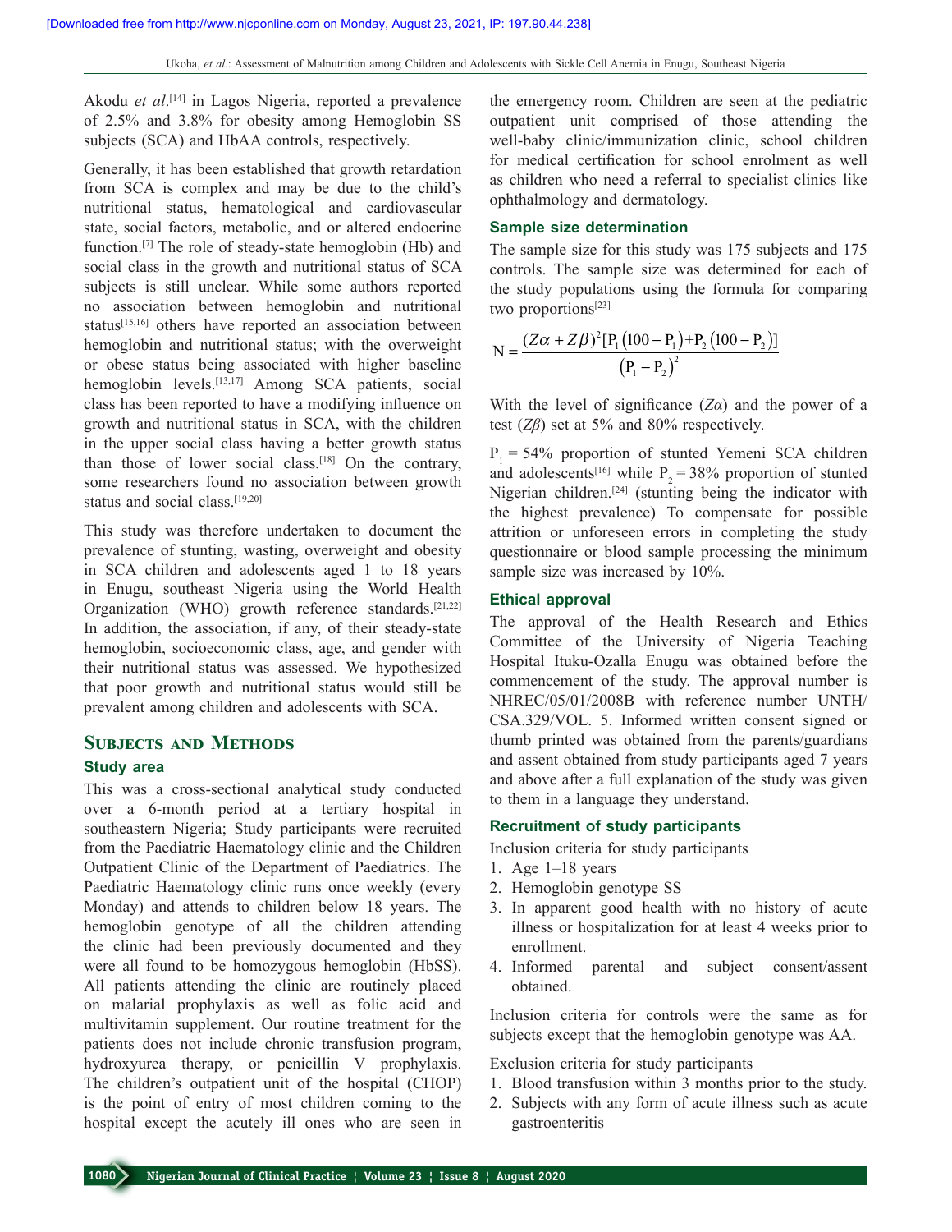Akodu *et al*.[14] in Lagos Nigeria, reported a prevalence of 2.5% and 3.8% for obesity among Hemoglobin SS subjects (SCA) and HbAA controls, respectively.

Generally, it has been established that growth retardation from SCA is complex and may be due to the child's nutritional status, hematological and cardiovascular state, social factors, metabolic, and or altered endocrine function.[7] The role of steady-state hemoglobin (Hb) and social class in the growth and nutritional status of SCA subjects is still unclear. While some authors reported no association between hemoglobin and nutritional status[15,16] others have reported an association between hemoglobin and nutritional status; with the overweight or obese status being associated with higher baseline hemoglobin levels.[13,17] Among SCA patients, social class has been reported to have a modifying influence on growth and nutritional status in SCA, with the children in the upper social class having a better growth status than those of lower social class.[18] On the contrary, some researchers found no association between growth status and social class.[19,20]

This study was therefore undertaken to document the prevalence of stunting, wasting, overweight and obesity in SCA children and adolescents aged 1 to 18 years in Enugu, southeast Nigeria using the World Health Organization (WHO) growth reference standards.[21,22] In addition, the association, if any, of their steady-state hemoglobin, socioeconomic class, age, and gender with their nutritional status was assessed. We hypothesized that poor growth and nutritional status would still be prevalent among children and adolescents with SCA.

## Subjects and Methods

### Study area

This was a cross-sectional analytical study conducted over a 6-month period at a tertiary hospital in southeastern Nigeria; Study participants were recruited from the Paediatric Haematology clinic and the Children Outpatient Clinic of the Department of Paediatrics. The Paediatric Haematology clinic runs once weekly (every Monday) and attends to children below 18 years. The hemoglobin genotype of all the children attending the clinic had been previously documented and they were all found to be homozygous hemoglobin (HbSS). All patients attending the clinic are routinely placed on malarial prophylaxis as well as folic acid and multivitamin supplement. Our routine treatment for the patients does not include chronic transfusion program, hydroxyurea therapy, or penicillin V prophylaxis. The children's outpatient unit of the hospital (CHOP) is the point of entry of most children coming to the hospital except the acutely ill ones who are seen in the emergency room. Children are seen at the pediatric outpatient unit comprised of those attending the well-baby clinic/immunization clinic, school children for medical certification for school enrolment as well as children who need a referral to specialist clinics like ophthalmology and dermatology.

### Sample size determination

The sample size for this study was 175 subjects and 175 controls. The sample size was determined for each of the study populations using the formula for comparing two proportions[23]

$$N = \frac{(Z\alpha + Z\beta)^2[P_1(100 - P_1) + P_2(100 - P_2)]}{(P_1 - P_2)^2}$$

With the level of significance ($Z\alpha$) and the power of a test ($Z\beta$) set at 5% and 80% respectively.

$P_1$ = 54% proportion of stunted Yemeni SCA children and adolescents[16] while $P_2$ = 38% proportion of stunted Nigerian children.[24] (stunting being the indicator with the highest prevalence) To compensate for possible attrition or unforeseen errors in completing the study questionnaire or blood sample processing the minimum sample size was increased by 10%.

### Ethical approval

The approval of the Health Research and Ethics Committee of the University of Nigeria Teaching Hospital Ituku-Ozalla Enugu was obtained before the commencement of the study. The approval number is NHREC/05/01/2008B with reference number UNTH/CSA.329/VOL. 5. Informed written consent signed or thumb printed was obtained from the parents/guardians and assent obtained from study participants aged 7 years and above after a full explanation of the study was given to them in a language they understand.

### Recruitment of study participants

Inclusion criteria for study participants

1. Age 1–18 years
2. Hemoglobin genotype SS
3. In apparent good health with no history of acute illness or hospitalization for at least 4 weeks prior to enrollment.
4. Informed parental and subject consent/assent obtained.

Inclusion criteria for controls were the same as for subjects except that the hemoglobin genotype was AA.

Exclusion criteria for study participants

1. Blood transfusion within 3 months prior to the study.
2. Subjects with any form of acute illness such as acute gastroenteritis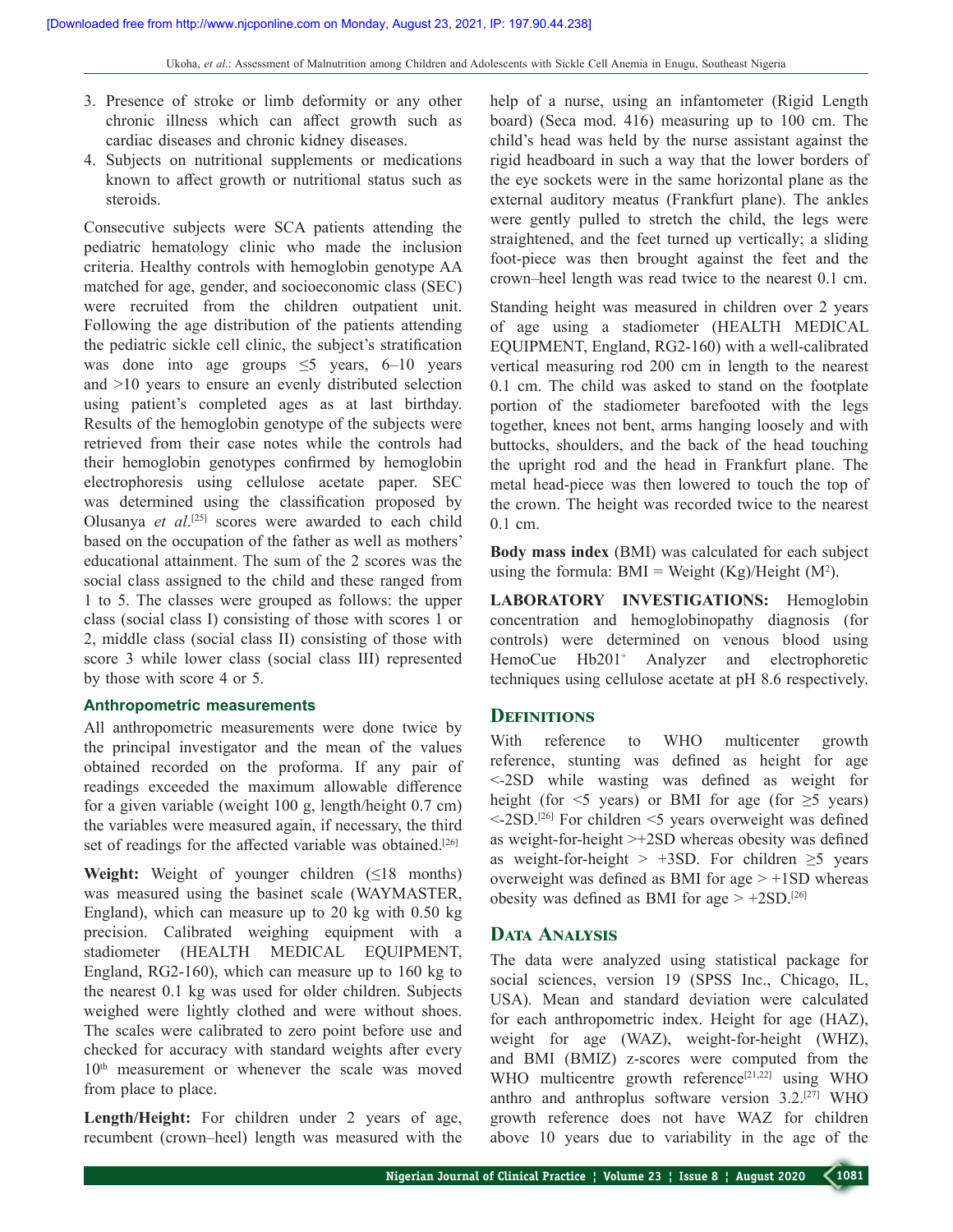3. Presence of stroke or limb deformity or any other chronic illness which can affect growth such as cardiac diseases and chronic kidney diseases.
4. Subjects on nutritional supplements or medications known to affect growth or nutritional status such as steroids.

Consecutive subjects were SCA patients attending the pediatric hematology clinic who made the inclusion criteria. Healthy controls with hemoglobin genotype AA matched for age, gender, and socioeconomic class (SEC) were recruited from the children outpatient unit. Following the age distribution of the patients attending the pediatric sickle cell clinic, the subject's stratification was done into age groups ≤5 years, 6–10 years and >10 years to ensure an evenly distributed selection using patient's completed ages as at last birthday. Results of the hemoglobin genotype of the subjects were retrieved from their case notes while the controls had their hemoglobin genotypes confirmed by hemoglobin electrophoresis using cellulose acetate paper. SEC was determined using the classification proposed by Olusanya *et al*.[25] scores were awarded to each child based on the occupation of the father as well as mothers' educational attainment. The sum of the 2 scores was the social class assigned to the child and these ranged from 1 to 5. The classes were grouped as follows: the upper class (social class I) consisting of those with scores 1 or 2, middle class (social class II) consisting of those with score 3 while lower class (social class III) represented by those with score 4 or 5.

### Anthropometric measurements

All anthropometric measurements were done twice by the principal investigator and the mean of the values obtained recorded on the proforma. If any pair of readings exceeded the maximum allowable difference for a given variable (weight 100 g, length/height 0.7 cm) the variables were measured again, if necessary, the third set of readings for the affected variable was obtained.[26]

**Weight:** Weight of younger children (≤18 months) was measured using the basinet scale (WAYMASTER, England), which can measure up to 20 kg with 0.50 kg precision. Calibrated weighing equipment with a stadiometer (HEALTH MEDICAL EQUIPMENT, England, RG2-160), which can measure up to 160 kg to the nearest 0.1 kg was used for older children. Subjects weighed were lightly clothed and were without shoes. The scales were calibrated to zero point before use and checked for accuracy with standard weights after every 10th measurement or whenever the scale was moved from place to place.

**Length/Height:** For children under 2 years of age, recumbent (crown–heel) length was measured with the help of a nurse, using an infantometer (Rigid Length board) (Seca mod. 416) measuring up to 100 cm. The child's head was held by the nurse assistant against the rigid headboard in such a way that the lower borders of the eye sockets were in the same horizontal plane as the external auditory meatus (Frankfurt plane). The ankles were gently pulled to stretch the child, the legs were straightened, and the feet turned up vertically; a sliding foot-piece was then brought against the feet and the crown–heel length was read twice to the nearest 0.1 cm.

Standing height was measured in children over 2 years of age using a stadiometer (HEALTH MEDICAL EQUIPMENT, England, RG2-160) with a well-calibrated vertical measuring rod 200 cm in length to the nearest 0.1 cm. The child was asked to stand on the footplate portion of the stadiometer barefooted with the legs together, knees not bent, arms hanging loosely and with buttocks, shoulders, and the back of the head touching the upright rod and the head in Frankfurt plane. The metal head-piece was then lowered to touch the top of the crown. The height was recorded twice to the nearest 0.1 cm.

**Body mass index** (BMI) was calculated for each subject using the formula: BMI = Weight (Kg)/Height ($M^2$).

**LABORATORY INVESTIGATIONS:** Hemoglobin concentration and hemoglobinopathy diagnosis (for controls) were determined on venous blood using HemoCue Hb201+ Analyzer and electrophoretic techniques using cellulose acetate at pH 8.6 respectively.

## Definitions

With reference to WHO multicenter growth reference, stunting was defined as height for age <-2SD while wasting was defined as weight for height (for <5 years) or BMI for age (for ≥5 years) <-2SD.[26] For children <5 years overweight was defined as weight-for-height >+2SD whereas obesity was defined as weight-for-height > +3SD. For children ≥5 years overweight was defined as BMI for age > +1SD whereas obesity was defined as BMI for age > +2SD.[26]

## Data Analysis

The data were analyzed using statistical package for social sciences, version 19 (SPSS Inc., Chicago, IL, USA). Mean and standard deviation were calculated for each anthropometric index. Height for age (HAZ), weight for age (WAZ), weight-for-height (WHZ), and BMI (BMIZ) z-scores were computed from the WHO multicentre growth reference[21,22] using WHO anthro and anthroplus software version 3.2.[27] WHO growth reference does not have WAZ for children above 10 years due to variability in the age of the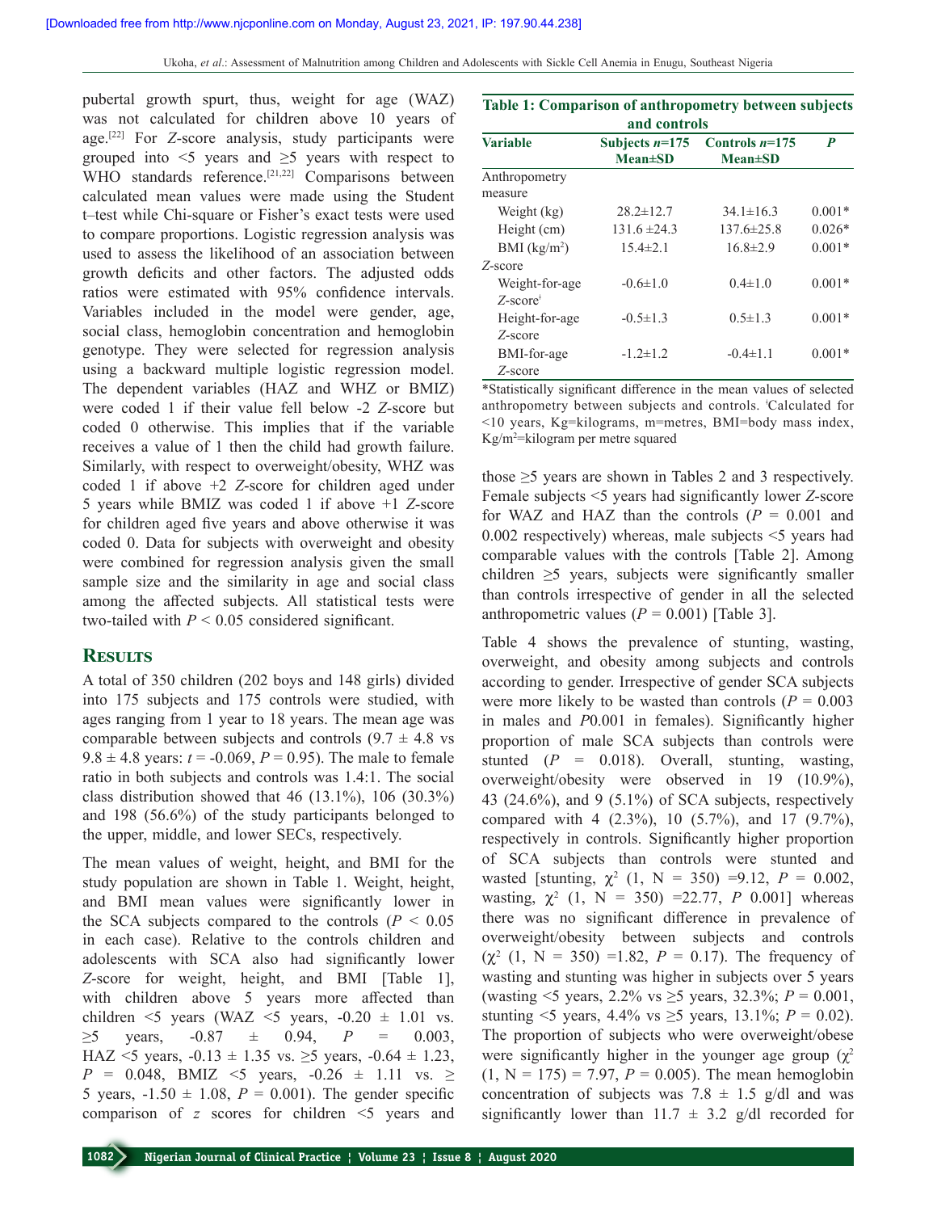pubertal growth spurt, thus, weight for age (WAZ) was not calculated for children above 10 years of age.[22] For *Z*-score analysis, study participants were grouped into <5 years and ≥5 years with respect to WHO standards reference.[21,22] Comparisons between calculated mean values were made using the Student t–test while Chi-square or Fisher's exact tests were used to compare proportions. Logistic regression analysis was used to assess the likelihood of an association between growth deficits and other factors. The adjusted odds ratios were estimated with 95% confidence intervals. Variables included in the model were gender, age, social class, hemoglobin concentration and hemoglobin genotype. They were selected for regression analysis using a backward multiple logistic regression model. The dependent variables (HAZ and WHZ or BMIZ) were coded 1 if their value fell below -2 *Z*-score but coded 0 otherwise. This implies that if the variable receives a value of 1 then the child had growth failure. Similarly, with respect to overweight/obesity, WHZ was coded 1 if above +2 *Z*-score for children aged under 5 years while BMIZ was coded 1 if above +1 *Z*-score for children aged five years and above otherwise it was coded 0. Data for subjects with overweight and obesity were combined for regression analysis given the small sample size and the similarity in age and social class among the affected subjects. All statistical tests were two-tailed with $P < 0.05$ considered significant.

## Results

A total of 350 children (202 boys and 148 girls) divided into 175 subjects and 175 controls were studied, with ages ranging from 1 year to 18 years. The mean age was comparable between subjects and controls (9.7 ± 4.8 vs 9.8 ± 4.8 years: $t = -0.069$, $P = 0.95$). The male to female ratio in both subjects and controls was 1.4:1. The social class distribution showed that 46 (13.1%), 106 (30.3%) and 198 (56.6%) of the study participants belonged to the upper, middle, and lower SECs, respectively.

The mean values of weight, height, and BMI for the study population are shown in Table 1. Weight, height, and BMI mean values were significantly lower in the SCA subjects compared to the controls ($P < 0.05$ in each case). Relative to the controls children and adolescents with SCA also had significantly lower *Z*-score for weight, height, and BMI [Table 1], with children above 5 years more affected than children <5 years (WAZ <5 years, -0.20 ± 1.01 vs. ≥5 years, -0.87 ± 0.94, $P = 0.003$, HAZ <5 years, -0.13 ± 1.35 vs. ≥5 years, -0.64 ± 1.23, $P = 0.048$, BMIZ <5 years, -0.26 ± 1.11 vs. ≥ 5 years, -1.50 ± 1.08, $P = 0.001$). The gender specific comparison of *z* scores for children <5 years and those ≥5 years are shown in Tables 2 and 3 respectively. Female subjects <5 years had significantly lower *Z*-score for WAZ and HAZ than the controls ($P = 0.001$ and 0.002 respectively) whereas, male subjects <5 years had comparable values with the controls [Table 2]. Among children ≥5 years, subjects were significantly smaller than controls irrespective of gender in all the selected anthropometric values ($P = 0.001$) [Table 3].

**Table 1: Comparison of anthropometry between subjects and controls**

| Variable | Subjects *n*=175 Mean±SD | Controls *n*=175 Mean±SD | *P* |
|---|---|---|---|
| Anthropometry measure | | | |
| Weight (kg) | 28.2±12.7 | 34.1±16.3 | 0.001* |
| Height (cm) | 131.6 ±24.3 | 137.6±25.8 | 0.026* |
| BMI (kg/m$^2$) | 15.4±2.1 | 16.8±2.9 | 0.001* |
| *Z*-score | | | |
| Weight-for-age *Z*-score[ǂ] | -0.6±1.0 | 0.4±1.0 | 0.001* |
| Height-for-age *Z*-score | -0.5±1.3 | 0.5±1.3 | 0.001* |
| BMI-for-age *Z*-score | -1.2±1.2 | -0.4±1.1 | 0.001* |

*Statistically significant difference in the mean values of selected anthropometry between subjects and controls. ǂCalculated for <10 years, Kg=kilograms, m=metres, BMI=body mass index, Kg/m$^2$=kilogram per metre squared

Table 4 shows the prevalence of stunting, wasting, overweight, and obesity among subjects and controls according to gender. Irrespective of gender SCA subjects were more likely to be wasted than controls ($P = 0.003$ in males and $P$0.001 in females). Significantly higher proportion of male SCA subjects than controls were stunted ($P = 0.018$). Overall, stunting, wasting, overweight/obesity were observed in 19 (10.9%), 43 (24.6%), and 9 (5.1%) of SCA subjects, respectively compared with 4 (2.3%), 10 (5.7%), and 17 (9.7%), respectively in controls. Significantly higher proportion of SCA subjects than controls were stunted and wasted [stunting, $\chi^2$ (1, N = 350) =9.12, $P = 0.002$, wasting, $\chi^2$ (1, N = 350) =22.77, $P$ 0.001] whereas there was no significant difference in prevalence of overweight/obesity between subjects and controls ($\chi^2$ (1, N = 350) =1.82, $P = 0.17$). The frequency of wasting and stunting was higher in subjects over 5 years (wasting <5 years, 2.2% vs ≥5 years, 32.3%; $P = 0.001$, stunting <5 years, 4.4% vs ≥5 years, 13.1%; $P = 0.02$). The proportion of subjects who were overweight/obese were significantly higher in the younger age group ($\chi^2$ (1, N = 175) = 7.97, $P = 0.005$). The mean hemoglobin concentration of subjects was 7.8 ± 1.5 g/dl and was significantly lower than 11.7 ± 3.2 g/dl recorded for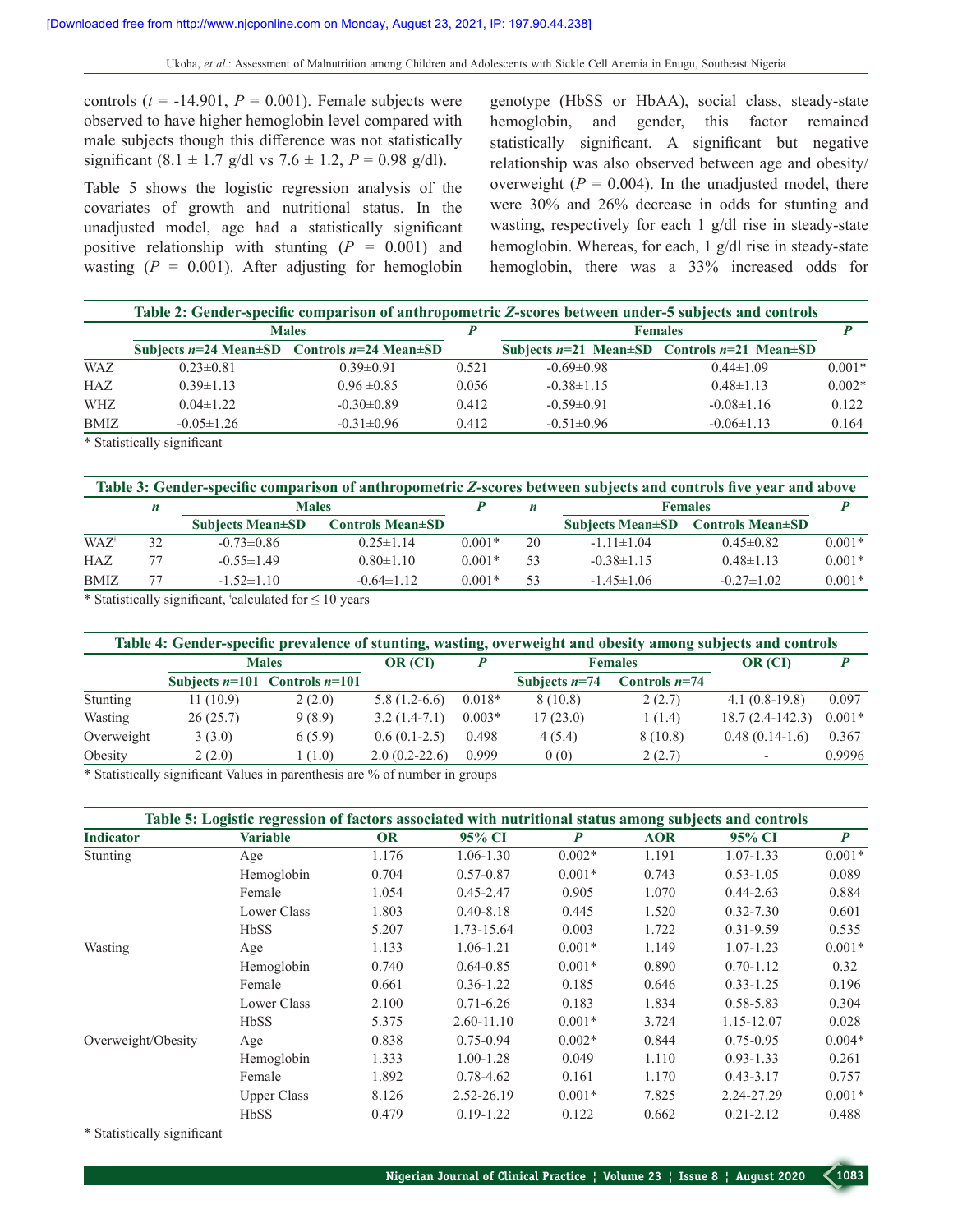controls ($t$ = -14.901, $P$ = 0.001). Female subjects were observed to have higher hemoglobin level compared with male subjects though this difference was not statistically significant (8.1 ± 1.7 g/dl vs 7.6 ± 1.2, $P$ = 0.98 g/dl).

Table 5 shows the logistic regression analysis of the covariates of growth and nutritional status. In the unadjusted model, age had a statistically significant positive relationship with stunting ($P$ = 0.001) and wasting ($P$ = 0.001). After adjusting for hemoglobin genotype (HbSS or HbAA), social class, steady-state hemoglobin, and gender, this factor remained statistically significant. A significant but negative relationship was also observed between age and obesity/overweight ($P$ = 0.004). In the unadjusted model, there were 30% and 26% decrease in odds for stunting and wasting, respectively for each 1 g/dl rise in steady-state hemoglobin. Whereas, for each, 1 g/dl rise in steady-state hemoglobin, there was a 33% increased odds for

**Table 2: Gender-specific comparison of anthropometric *Z*-scores between under-5 subjects and controls**

| | Males | | *P* | Females | | *P* |
|---|---|---|---|---|---|---|
| | Subjects *n*=24 Mean±SD | Controls *n*=24 Mean±SD | | Subjects *n*=21 Mean±SD | Controls *n*=21 Mean±SD | |
| WAZ | 0.23±0.81 | 0.39±0.91 | 0.521 | -0.69±0.98 | 0.44±1.09 | 0.001* |
| HAZ | 0.39±1.13 | 0.96 ±0.85 | 0.056 | -0.38±1.15 | 0.48±1.13 | 0.002* |
| WHZ | 0.04±1.22 | -0.30±0.89 | 0.412 | -0.59±0.91 | -0.08±1.16 | 0.122 |
| BMIZ | -0.05±1.26 | -0.31±0.96 | 0.412 | -0.51±0.96 | -0.06±1.13 | 0.164 |

* Statistically significant

**Table 3: Gender-specific comparison of anthropometric *Z*-scores between subjects and controls five year and above**

| | *n* | Males | | *P* | *n* | Females | | *P* |
|---|---|---|---|---|---|---|---|---|
| | | Subjects Mean±SD | Controls Mean±SD | | | Subjects Mean±SD | Controls Mean±SD | |
| WAZ[ǂ] | 32 | -0.73±0.86 | 0.25±1.14 | 0.001* | 20 | -1.11±1.04 | 0.45±0.82 | 0.001* |
| HAZ | 77 | -0.55±1.49 | 0.80±1.10 | 0.001* | 53 | -0.38±1.15 | 0.48±1.13 | 0.001* |
| BMIZ | 77 | -1.52±1.10 | -0.64±1.12 | 0.001* | 53 | -1.45±1.06 | -0.27±1.02 | 0.001* |

* Statistically significant, ǂcalculated for ≤ 10 years

**Table 4: Gender-specific prevalence of stunting, wasting, overweight and obesity among subjects and controls**

| | Males | | OR (CI) | *P* | Females | | OR (CI) | *P* |
|---|---|---|---|---|---|---|---|---|
| | Subjects *n*=101 | Controls *n*=101 | | | Subjects *n*=74 | Controls *n*=74 | | |
| Stunting | 11 (10.9) | 2 (2.0) | 5.8 (1.2-6.6) | 0.018* | 8 (10.8) | 2 (2.7) | 4.1 (0.8-19.8) | 0.097 |
| Wasting | 26 (25.7) | 9 (8.9) | 3.2 (1.4-7.1) | 0.003* | 17 (23.0) | 1 (1.4) | 18.7 (2.4-142.3) | 0.001* |
| Overweight | 3 (3.0) | 6 (5.9) | 0.6 (0.1-2.5) | 0.498 | 4 (5.4) | 8 (10.8) | 0.48 (0.14-1.6) | 0.367 |
| Obesity | 2 (2.0) | 1 (1.0) | 2.0 (0.2-22.6) | 0.999 | 0 (0) | 2 (2.7) | - | 0.9996 |

* Statistically significant Values in parenthesis are % of number in groups

**Table 5: Logistic regression of factors associated with nutritional status among subjects and controls**

| Indicator | Variable | OR | 95% CI | *P* | AOR | 95% CI | *P* |
|---|---|---|---|---|---|---|---|
| Stunting | Age | 1.176 | 1.06-1.30 | 0.002* | 1.191 | 1.07-1.33 | 0.001* |
| | Hemoglobin | 0.704 | 0.57-0.87 | 0.001* | 0.743 | 0.53-1.05 | 0.089 |
| | Female | 1.054 | 0.45-2.47 | 0.905 | 1.070 | 0.44-2.63 | 0.884 |
| | Lower Class | 1.803 | 0.40-8.18 | 0.445 | 1.520 | 0.32-7.30 | 0.601 |
| | HbSS | 5.207 | 1.73-15.64 | 0.003 | 1.722 | 0.31-9.59 | 0.535 |
| Wasting | Age | 1.133 | 1.06-1.21 | 0.001* | 1.149 | 1.07-1.23 | 0.001* |
| | Hemoglobin | 0.740 | 0.64-0.85 | 0.001* | 0.890 | 0.70-1.12 | 0.32 |
| | Female | 0.661 | 0.36-1.22 | 0.185 | 0.646 | 0.33-1.25 | 0.196 |
| | Lower Class | 2.100 | 0.71-6.26 | 0.183 | 1.834 | 0.58-5.83 | 0.304 |
| | HbSS | 5.375 | 2.60-11.10 | 0.001* | 3.724 | 1.15-12.07 | 0.028 |
| Overweight/Obesity | Age | 0.838 | 0.75-0.94 | 0.002* | 0.844 | 0.75-0.95 | 0.004* |
| | Hemoglobin | 1.333 | 1.00-1.28 | 0.049 | 1.110 | 0.93-1.33 | 0.261 |
| | Female | 1.892 | 0.78-4.62 | 0.161 | 1.170 | 0.43-3.17 | 0.757 |
| | Upper Class | 8.126 | 2.52-26.19 | 0.001* | 7.825 | 2.24-27.29 | 0.001* |
| | HbSS | 0.479 | 0.19-1.22 | 0.122 | 0.662 | 0.21-2.12 | 0.488 |

* Statistically significant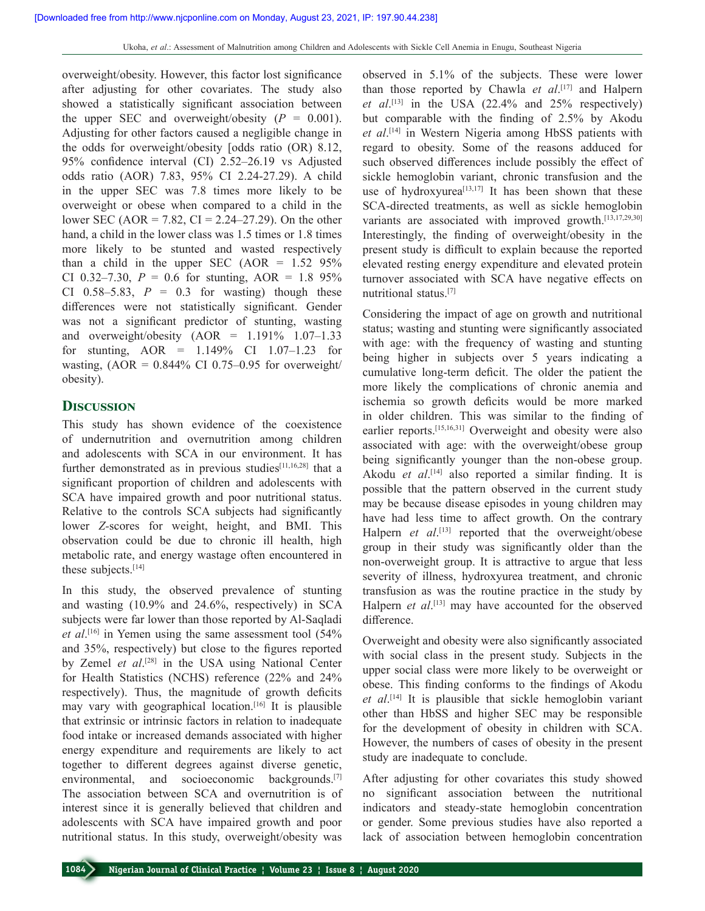overweight/obesity. However, this factor lost significance after adjusting for other covariates. The study also showed a statistically significant association between the upper SEC and overweight/obesity ($P = 0.001$). Adjusting for other factors caused a negligible change in the odds for overweight/obesity [odds ratio (OR) 8.12, 95% confidence interval (CI) 2.52–26.19 vs Adjusted odds ratio (AOR) 7.83, 95% CI 2.24-27.29). A child in the upper SEC was 7.8 times more likely to be overweight or obese when compared to a child in the lower SEC (AOR = 7.82, CI = 2.24–27.29). On the other hand, a child in the lower class was 1.5 times or 1.8 times more likely to be stunted and wasted respectively than a child in the upper SEC (AOR = 1.52 95% CI 0.32–7.30, $P = 0.6$ for stunting, AOR = 1.8 95% CI 0.58–5.83, $P = 0.3$ for wasting) though these differences were not statistically significant. Gender was not a significant predictor of stunting, wasting and overweight/obesity (AOR = 1.191% 1.07–1.33 for stunting, AOR = 1.149% CI 1.07–1.23 for wasting, (AOR = 0.844% CI 0.75–0.95 for overweight/obesity).

## Discussion

This study has shown evidence of the coexistence of undernutrition and overnutrition among children and adolescents with SCA in our environment. It has further demonstrated as in previous studies[11,16,28] that a significant proportion of children and adolescents with SCA have impaired growth and poor nutritional status. Relative to the controls SCA subjects had significantly lower *Z*-scores for weight, height, and BMI. This observation could be due to chronic ill health, high metabolic rate, and energy wastage often encountered in these subjects.[14]

In this study, the observed prevalence of stunting and wasting (10.9% and 24.6%, respectively) in SCA subjects were far lower than those reported by Al-Saqladi *et al*.[16] in Yemen using the same assessment tool (54% and 35%, respectively) but close to the figures reported by Zemel *et al*.[28] in the USA using National Center for Health Statistics (NCHS) reference (22% and 24% respectively). Thus, the magnitude of growth deficits may vary with geographical location.[16] It is plausible that extrinsic or intrinsic factors in relation to inadequate food intake or increased demands associated with higher energy expenditure and requirements are likely to act together to different degrees against diverse genetic, environmental, and socioeconomic backgrounds.[7] The association between SCA and overnutrition is of interest since it is generally believed that children and adolescents with SCA have impaired growth and poor nutritional status. In this study, overweight/obesity was observed in 5.1% of the subjects. These were lower than those reported by Chawla *et al*.[17] and Halpern *et al*.[13] in the USA (22.4% and 25% respectively) but comparable with the finding of 2.5% by Akodu *et al*.[14] in Western Nigeria among HbSS patients with regard to obesity. Some of the reasons adduced for such observed differences include possibly the effect of sickle hemoglobin variant, chronic transfusion and the use of hydroxyurea[13,17] It has been shown that these SCA-directed treatments, as well as sickle hemoglobin variants are associated with improved growth.[13,17,29,30] Interestingly, the finding of overweight/obesity in the present study is difficult to explain because the reported elevated resting energy expenditure and elevated protein turnover associated with SCA have negative effects on nutritional status.[7]

Considering the impact of age on growth and nutritional status; wasting and stunting were significantly associated with age: with the frequency of wasting and stunting being higher in subjects over 5 years indicating a cumulative long-term deficit. The older the patient the more likely the complications of chronic anemia and ischemia so growth deficits would be more marked in older children. This was similar to the finding of earlier reports.[15,16,31] Overweight and obesity were also associated with age: with the overweight/obese group being significantly younger than the non-obese group. Akodu *et al*.[14] also reported a similar finding. It is possible that the pattern observed in the current study may be because disease episodes in young children may have had less time to affect growth. On the contrary Halpern *et al*.[13] reported that the overweight/obese group in their study was significantly older than the non-overweight group. It is attractive to argue that less severity of illness, hydroxyurea treatment, and chronic transfusion as was the routine practice in the study by Halpern *et al*.[13] may have accounted for the observed difference.

Overweight and obesity were also significantly associated with social class in the present study. Subjects in the upper social class were more likely to be overweight or obese. This finding conforms to the findings of Akodu *et al*.[14] It is plausible that sickle hemoglobin variant other than HbSS and higher SEC may be responsible for the development of obesity in children with SCA. However, the numbers of cases of obesity in the present study are inadequate to conclude.

After adjusting for other covariates this study showed no significant association between the nutritional indicators and steady-state hemoglobin concentration or gender. Some previous studies have also reported a lack of association between hemoglobin concentration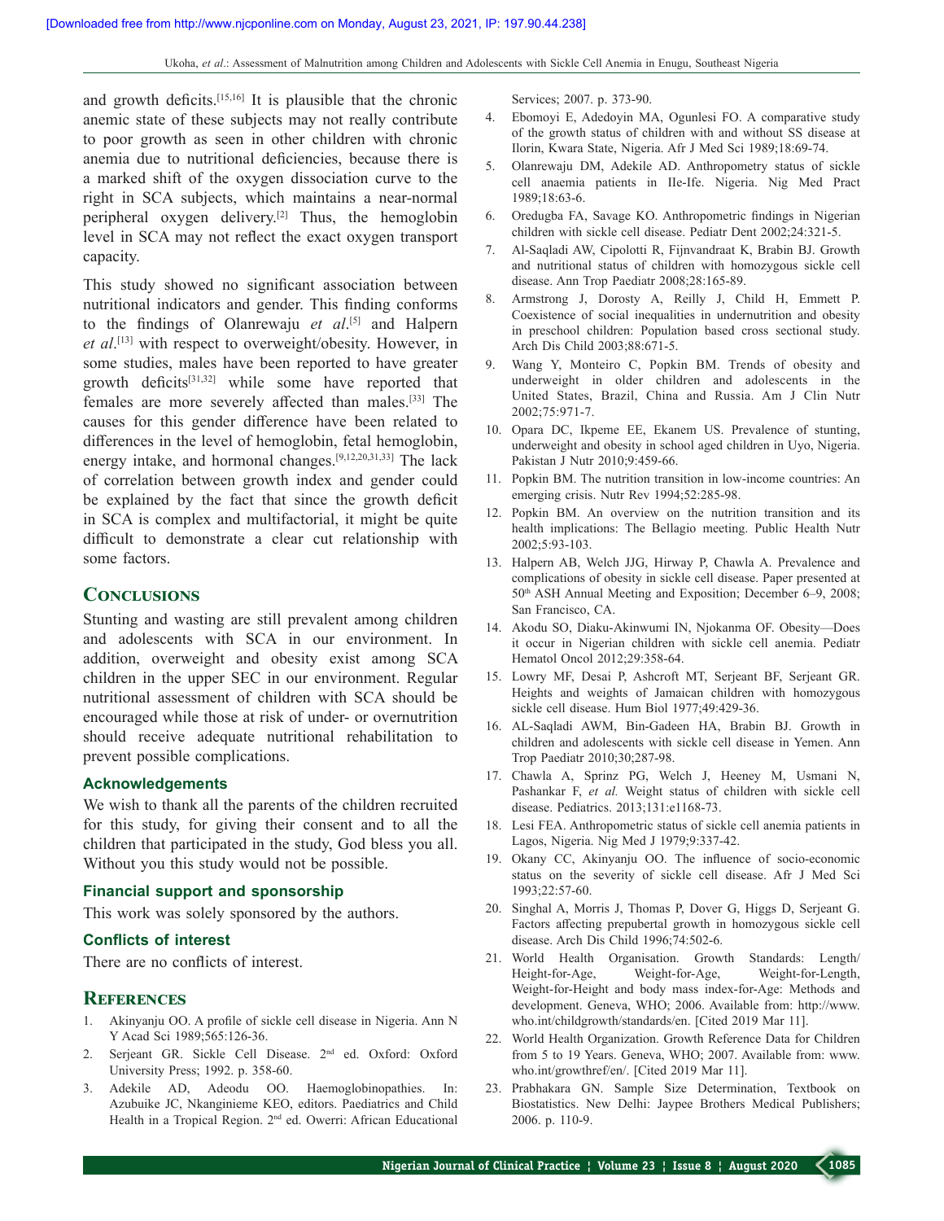and growth deficits.[15,16] It is plausible that the chronic anemic state of these subjects may not really contribute to poor growth as seen in other children with chronic anemia due to nutritional deficiencies, because there is a marked shift of the oxygen dissociation curve to the right in SCA subjects, which maintains a near-normal peripheral oxygen delivery.[2] Thus, the hemoglobin level in SCA may not reflect the exact oxygen transport capacity.

This study showed no significant association between nutritional indicators and gender. This finding conforms to the findings of Olanrewaju *et al*.[5] and Halpern *et al*.[13] with respect to overweight/obesity. However, in some studies, males have been reported to have greater growth deficits[31,32] while some have reported that females are more severely affected than males.[33] The causes for this gender difference have been related to differences in the level of hemoglobin, fetal hemoglobin, energy intake, and hormonal changes.[9,12,20,31,33] The lack of correlation between growth index and gender could be explained by the fact that since the growth deficit in SCA is complex and multifactorial, it might be quite difficult to demonstrate a clear cut relationship with some factors.

## Conclusions

Stunting and wasting are still prevalent among children and adolescents with SCA in our environment. In addition, overweight and obesity exist among SCA children in the upper SEC in our environment. Regular nutritional assessment of children with SCA should be encouraged while those at risk of under- or overnutrition should receive adequate nutritional rehabilitation to prevent possible complications.

### Acknowledgements

We wish to thank all the parents of the children recruited for this study, for giving their consent and to all the children that participated in the study, God bless you all. Without you this study would not be possible.

### Financial support and sponsorship

This work was solely sponsored by the authors.

### Conflicts of interest

There are no conflicts of interest.

## References

1. Akinyanju OO. A profile of sickle cell disease in Nigeria. Ann N Y Acad Sci 1989;565:126-36.
2. Serjeant GR. Sickle Cell Disease. 2nd ed. Oxford: Oxford University Press; 1992. p. 358-60.
3. Adekile AD, Adeodu OO. Haemoglobinopathies. In: Azubuike JC, Nkanginieme KEO, editors. Paediatrics and Child Health in a Tropical Region. 2nd ed. Owerri: African Educational Services; 2007. p. 373-90.
4. Ebomoyi E, Adedoyin MA, Ogunlesi FO. A comparative study of the growth status of children with and without SS disease at Ilorin, Kwara State, Nigeria. Afr J Med Sci 1989;18:69-74.
5. Olanrewaju DM, Adekile AD. Anthropometry status of sickle cell anaemia patients in IIe-Ife. Nigeria. Nig Med Pract 1989;18:63-6.
6. Oredugba FA, Savage KO. Anthropometric findings in Nigerian children with sickle cell disease. Pediatr Dent 2002;24:321-5.
7. Al-Saqladi AW, Cipolotti R, Fijnvandraat K, Brabin BJ. Growth and nutritional status of children with homozygous sickle cell disease. Ann Trop Paediatr 2008;28:165-89.
8. Armstrong J, Dorosty A, Reilly J, Child H, Emmett P. Coexistence of social inequalities in undernutrition and obesity in preschool children: Population based cross sectional study. Arch Dis Child 2003;88:671-5.
9. Wang Y, Monteiro C, Popkin BM. Trends of obesity and underweight in older children and adolescents in the United States, Brazil, China and Russia. Am J Clin Nutr 2002;75:971-7.
10. Opara DC, Ikpeme EE, Ekanem US. Prevalence of stunting, underweight and obesity in school aged children in Uyo, Nigeria. Pakistan J Nutr 2010;9:459-66.
11. Popkin BM. The nutrition transition in low-income countries: An emerging crisis. Nutr Rev 1994;52:285-98.
12. Popkin BM. An overview on the nutrition transition and its health implications: The Bellagio meeting. Public Health Nutr 2002;5:93-103.
13. Halpern AB, Welch JJG, Hirway P, Chawla A. Prevalence and complications of obesity in sickle cell disease. Paper presented at 50th ASH Annual Meeting and Exposition; December 6–9, 2008; San Francisco, CA.
14. Akodu SO, Diaku-Akinwumi IN, Njokanma OF. Obesity—Does it occur in Nigerian children with sickle cell anemia. Pediatr Hematol Oncol 2012;29:358-64.
15. Lowry MF, Desai P, Ashcroft MT, Serjeant BF, Serjeant GR. Heights and weights of Jamaican children with homozygous sickle cell disease. Hum Biol 1977;49:429-36.
16. AL-Saqladi AWM, Bin-Gadeen HA, Brabin BJ. Growth in children and adolescents with sickle cell disease in Yemen. Ann Trop Paediatr 2010;30;287-98.
17. Chawla A, Sprinz PG, Welch J, Heeney M, Usmani N, Pashankar F, *et al.* Weight status of children with sickle cell disease. Pediatrics. 2013;131:e1168-73.
18. Lesi FEA. Anthropometric status of sickle cell anemia patients in Lagos, Nigeria. Nig Med J 1979;9:337-42.
19. Okany CC, Akinyanju OO. The influence of socio-economic status on the severity of sickle cell disease. Afr J Med Sci 1993;22:57-60.
20. Singhal A, Morris J, Thomas P, Dover G, Higgs D, Serjeant G. Factors affecting prepubertal growth in homozygous sickle cell disease. Arch Dis Child 1996;74:502-6.
21. World Health Organisation. Growth Standards: Length/Height-for-Age, Weight-for-Age, Weight-for-Length, Weight-for-Height and body mass index-for-Age: Methods and development. Geneva, WHO; 2006. Available from: http://www.who.int/childgrowth/standards/en. [Cited 2019 Mar 11].
22. World Health Organization. Growth Reference Data for Children from 5 to 19 Years. Geneva, WHO; 2007. Available from: www.who.int/growthref/en/. [Cited 2019 Mar 11].
23. Prabhakara GN. Sample Size Determination, Textbook on Biostatistics. New Delhi: Jaypee Brothers Medical Publishers; 2006. p. 110-9.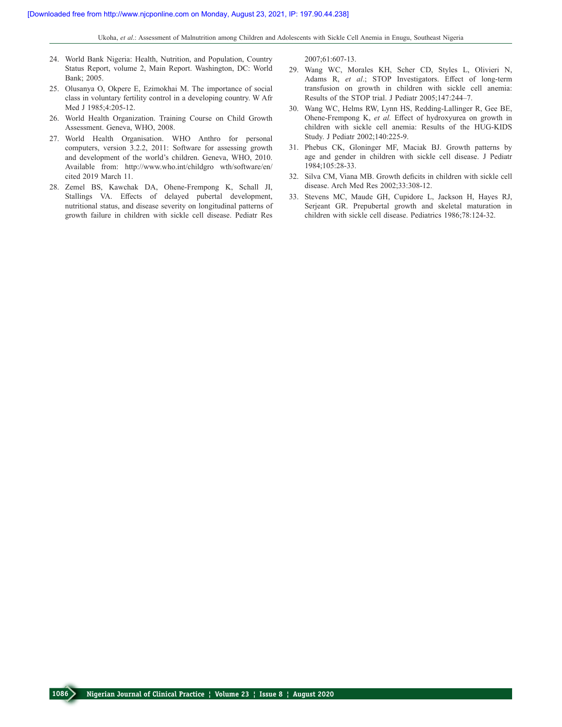24. World Bank Nigeria: Health, Nutrition, and Population, Country Status Report, volume 2, Main Report. Washington, DC: World Bank; 2005.
25. Olusanya O, Okpere E, Ezimokhai M. The importance of social class in voluntary fertility control in a developing country. W Afr Med J 1985;4:205-12.
26. World Health Organization. Training Course on Child Growth Assessment. Geneva, WHO, 2008.
27. World Health Organisation. WHO Anthro for personal computers, version 3.2.2, 2011: Software for assessing growth and development of the world's children. Geneva, WHO, 2010. Available from: http://www.who.int/childgro wth/software/en/ cited 2019 March 11.
28. Zemel BS, Kawchak DA, Ohene-Frempong K, Schall JI, Stallings VA. Effects of delayed pubertal development, nutritional status, and disease severity on longitudinal patterns of growth failure in children with sickle cell disease. Pediatr Res 2007;61:607-13.
29. Wang WC, Morales KH, Scher CD, Styles L, Olivieri N, Adams R, *et al*.; STOP Investigators. Effect of long-term transfusion on growth in children with sickle cell anemia: Results of the STOP trial. J Pediatr 2005;147:244–7.
30. Wang WC, Helms RW, Lynn HS, Redding-Lallinger R, Gee BE, Ohene-Frempong K, *et al.* Effect of hydroxyurea on growth in children with sickle cell anemia: Results of the HUG-KIDS Study. J Pediatr 2002;140:225-9.
31. Phebus CK, Gloninger MF, Maciak BJ. Growth patterns by age and gender in children with sickle cell disease. J Pediatr 1984;105:28-33.
32. Silva CM, Viana MB. Growth deficits in children with sickle cell disease. Arch Med Res 2002;33:308-12.
33. Stevens MC, Maude GH, Cupidore L, Jackson H, Hayes RJ, Serjeant GR. Prepubertal growth and skeletal maturation in children with sickle cell disease. Pediatrics 1986;78:124-32.